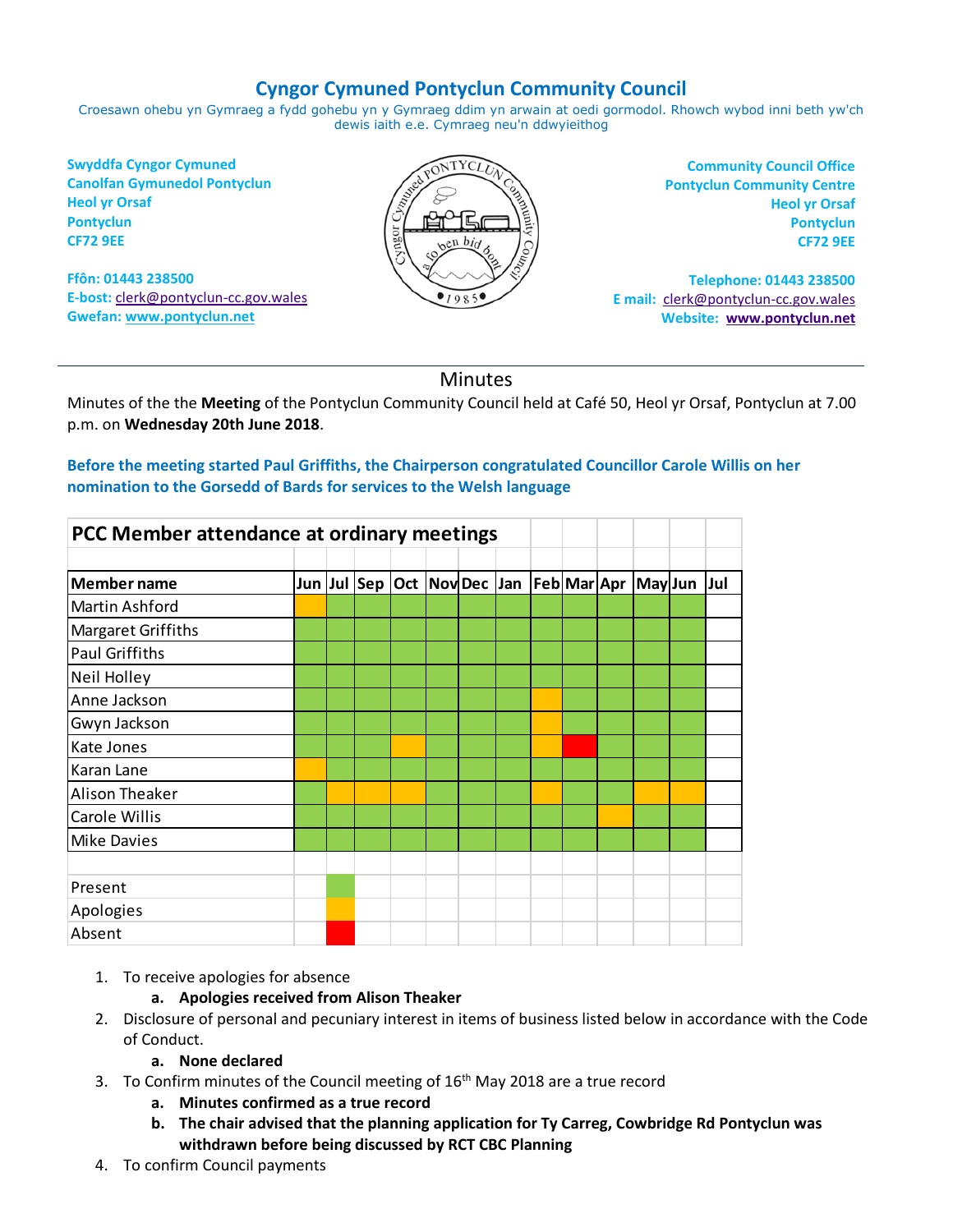# Cyngor Cymuned Pontyclun Community Council

Croesawn ohebu yn Gymraeg a fydd gohebu yn y Gymraeg ddim yn arwain at oedi gormodol. Rhowch wybod inni beth yw'ch dewis iaith e.e. Cymraeg neu'n ddwyieithog

**Swyddfa Cyngor Cymuned**
**Canolfan Gymunedol Pontyclun**
**Heol yr Orsaf**
**Pontyclun**
**CF72 9EE**

**Ffôn: 01443 238500**
**E-bost:** clerk@pontyclun-cc.gov.wales
**Gwefan:** www.pontyclun.net

**Community Council Office**
**Pontyclun Community Centre**
**Heol yr Orsaf**
**Pontyclun**
**CF72 9EE**

**Telephone: 01443 238500**
**E mail:** clerk@pontyclun-cc.gov.wales
**Website:** **www.pontyclun.net**

---

## Minutes

Minutes of the the **Meeting** of the Pontyclun Community Council held at Café 50, Heol yr Orsaf, Pontyclun at 7.00 p.m. on **Wednesday 20th June 2018**.

**Before the meeting started Paul Griffiths, the Chairperson congratulated Councillor Carole Willis on her nomination to the Gorsedd of Bards for services to the Welsh language**

**PCC Member attendance at ordinary meetings**

| Member name | Jun | Jul | Sep | Oct | Nov | Dec | Jan | Feb | Mar | Apr | May | Jun | Jul |
|---|---|---|---|---|---|---|---|---|---|---|---|---|---|
| Martin Ashford | Apologies | Present | Present | Present | Present | Present | Present | Present | Present | Present | Present | Present | |
| Margaret Griffiths | Present | Present | Present | Present | Present | Present | Present | Present | Present | Present | Present | Present | |
| Paul Griffiths | Present | Present | Present | Present | Present | Present | Present | Present | Present | Present | Present | Present | |
| Neil Holley | Present | Present | Present | Present | Present | Present | Present | Present | Present | Present | Present | Present | |
| Anne Jackson | Present | Present | Present | Present | Present | Present | Present | Apologies | Present | Present | Present | Present | |
| Gwyn Jackson | Present | Present | Present | Present | Present | Present | Present | Apologies | Present | Present | Present | Present | |
| Kate Jones | Present | Present | Present | Apologies | Present | Present | Present | Apologies | Absent | Present | Present | Present | |
| Karan Lane | Apologies | Present | Present | Present | Present | Present | Present | Present | Present | Present | Present | Present | |
| Alison Theaker | Present | Apologies | Apologies | Apologies | Present | Present | Present | Apologies | Present | Present | Apologies | Apologies | |
| Carole Willis | Present | Present | Present | Present | Present | Present | Present | Present | Present | Apologies | Present | Present | |
| Mike Davies | Present | Present | Present | Present | Present | Present | Present | Present | Present | Present | Present | Present | |

Key: Present (green), Apologies (amber), Absent (red)

1. To receive apologies for absence
   a. **Apologies received from Alison Theaker**
2. Disclosure of personal and pecuniary interest in items of business listed below in accordance with the Code of Conduct.
   a. **None declared**
3. To Confirm minutes of the Council meeting of 16th May 2018 are a true record
   a. **Minutes confirmed as a true record**
   b. **The chair advised that the planning application for Ty Carreg, Cowbridge Rd Pontyclun was withdrawn before being discussed by RCT CBC Planning**
4. To confirm Council payments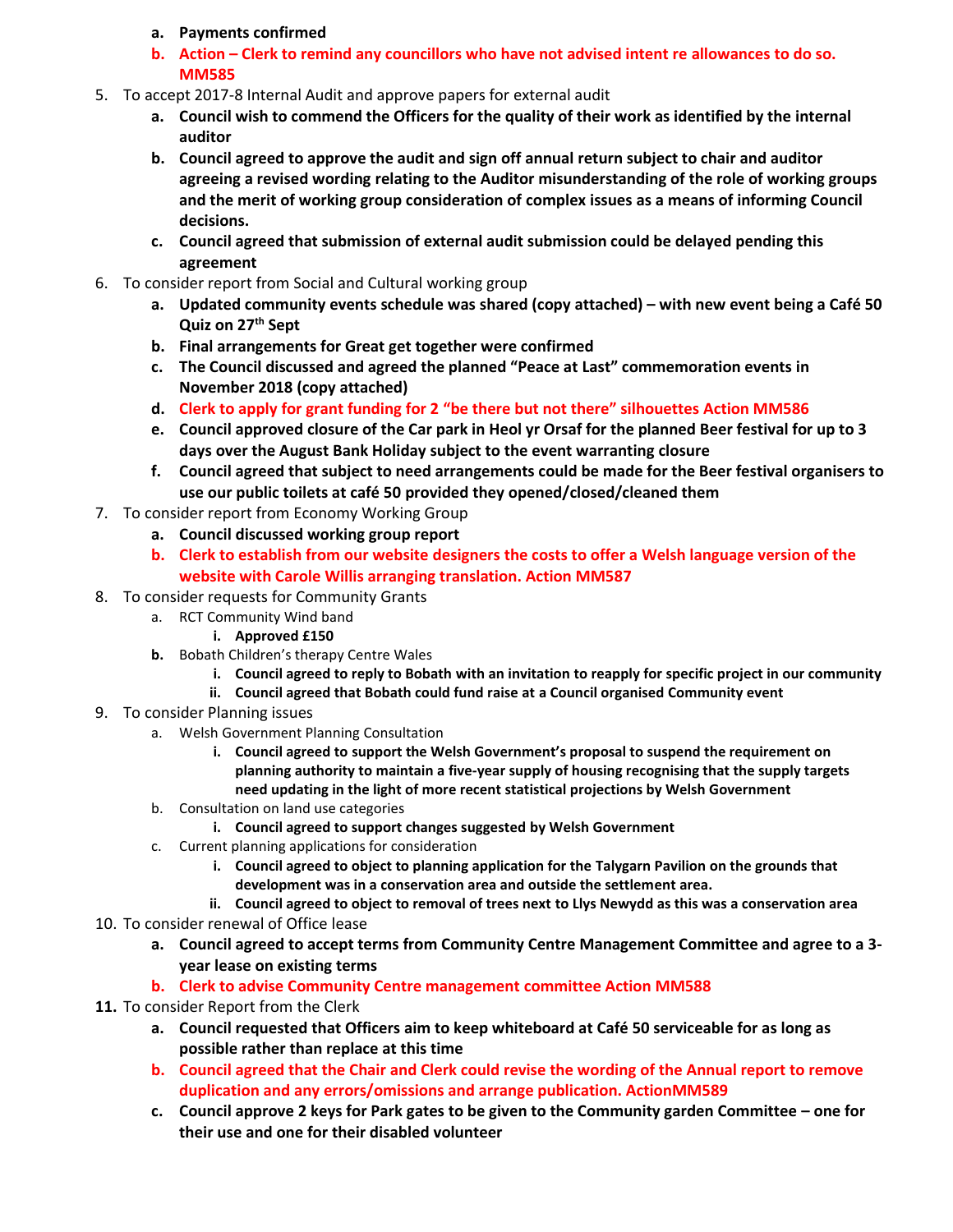- a. **Payments confirmed**
   - b. **Action – Clerk to remind any councillors who have not advised intent re allowances to do so. MM585**

5. To accept 2017-8 Internal Audit and approve papers for external audit
   - a. **Council wish to commend the Officers for the quality of their work as identified by the internal auditor**
   - b. **Council agreed to approve the audit and sign off annual return subject to chair and auditor agreeing a revised wording relating to the Auditor misunderstanding of the role of working groups and the merit of working group consideration of complex issues as a means of informing Council decisions.**
   - c. **Council agreed that submission of external audit submission could be delayed pending this agreement**

6. To consider report from Social and Cultural working group
   - a. **Updated community events schedule was shared (copy attached) – with new event being a Café 50 Quiz on 27th Sept**
   - b. **Final arrangements for Great get together were confirmed**
   - c. **The Council discussed and agreed the planned "Peace at Last" commemoration events in November 2018 (copy attached)**
   - d. **Clerk to apply for grant funding for 2 "be there but not there" silhouettes Action MM586**
   - e. **Council approved closure of the Car park in Heol yr Orsaf for the planned Beer festival for up to 3 days over the August Bank Holiday subject to the event warranting closure**
   - f. **Council agreed that subject to need arrangements could be made for the Beer festival organisers to use our public toilets at café 50 provided they opened/closed/cleaned them**

7. To consider report from Economy Working Group
   - a. **Council discussed working group report**
   - b. **Clerk to establish from our website designers the costs to offer a Welsh language version of the website with Carole Willis arranging translation. Action MM587**

8. To consider requests for Community Grants
   - a. RCT Community Wind band
     - i. **Approved £150**
   - b. Bobath Children's therapy Centre Wales
     - i. **Council agreed to reply to Bobath with an invitation to reapply for specific project in our community**
     - ii. **Council agreed that Bobath could fund raise at a Council organised Community event**

9. To consider Planning issues
   - a. Welsh Government Planning Consultation
     - i. **Council agreed to support the Welsh Government's proposal to suspend the requirement on planning authority to maintain a five-year supply of housing recognising that the supply targets need updating in the light of more recent statistical projections by Welsh Government**
   - b. Consultation on land use categories
     - i. **Council agreed to support changes suggested by Welsh Government**
   - c. Current planning applications for consideration
     - i. **Council agreed to object to planning application for the Talygarn Pavilion on the grounds that development was in a conservation area and outside the settlement area.**
     - ii. **Council agreed to object to removal of trees next to Llys Newydd as this was a conservation area**

10. To consider renewal of Office lease
    - a. **Council agreed to accept terms from Community Centre Management Committee and agree to a 3-year lease on existing terms**
    - b. **Clerk to advise Community Centre management committee Action MM588**

11. To consider Report from the Clerk
    - a. **Council requested that Officers aim to keep whiteboard at Café 50 serviceable for as long as possible rather than replace at this time**
    - b. **Council agreed that the Chair and Clerk could revise the wording of the Annual report to remove duplication and any errors/omissions and arrange publication. ActionMM589**
    - c. **Council approve 2 keys for Park gates to be given to the Community garden Committee – one for their use and one for their disabled volunteer**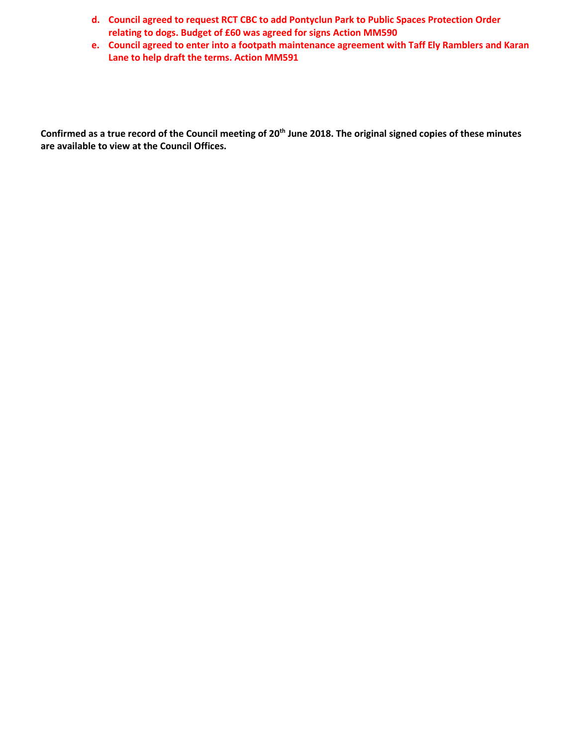d. **Council agreed to request RCT CBC to add Pontyclun Park to Public Spaces Protection Order relating to dogs. Budget of £60 was agreed for signs Action MM590**
e. **Council agreed to enter into a footpath maintenance agreement with Taff Ely Ramblers and Karan Lane to help draft the terms. Action MM591**

**Confirmed as a true record of the Council meeting of 20th June 2018. The original signed copies of these minutes are available to view at the Council Offices.**